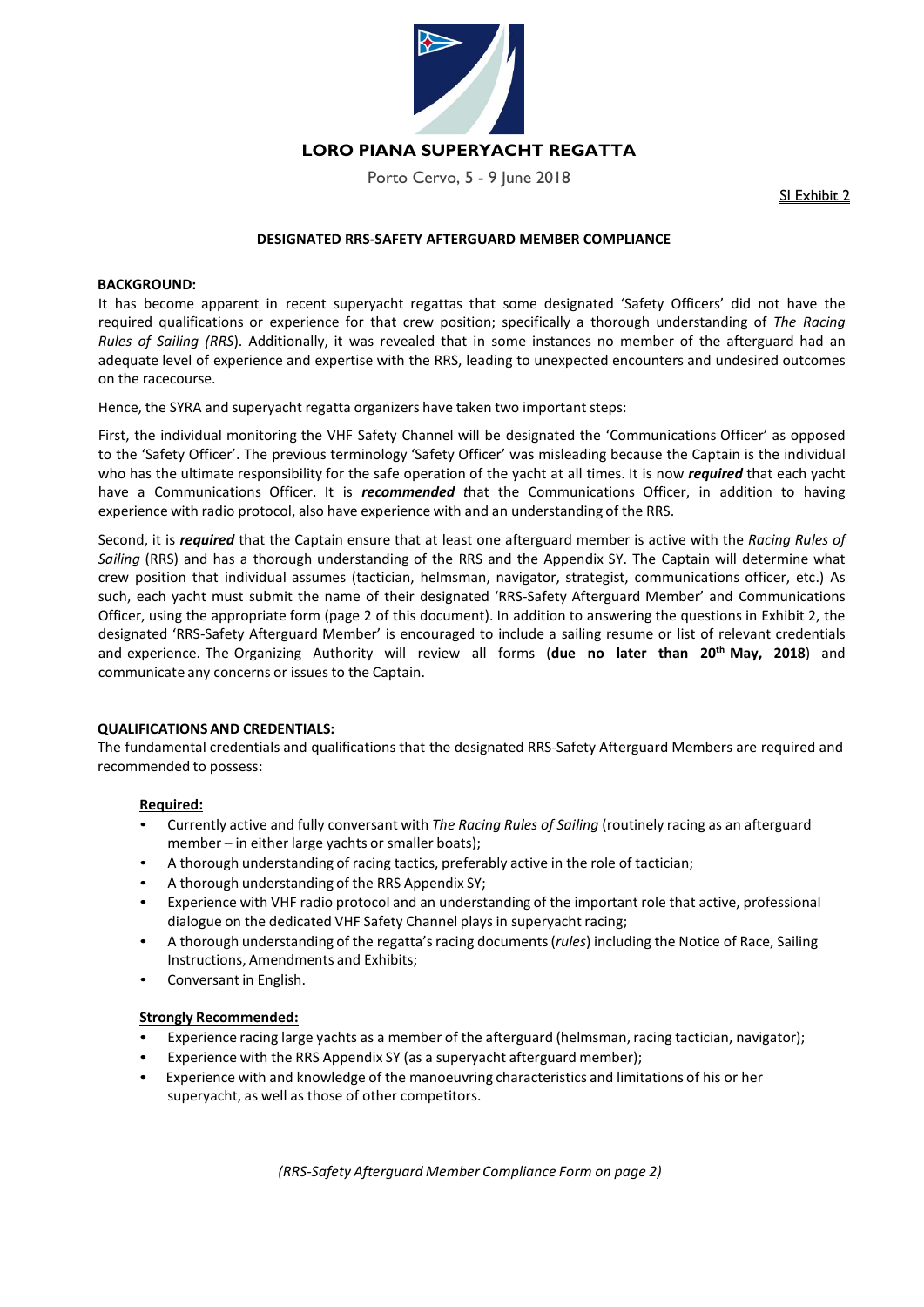# LORO PIANA SUPERYACHT REGATTA

Porto Cervo, 5 - 9 June 2018

SI Exhibit 2

## DESIGNATED RRS-SAFETY AFTERGUARD MEMBER COMPLIANCE

**BACKGROUND:**

It has become apparent in recent superyacht regattas that some designated 'Safety Officers' did not have the required qualifications or experience for that crew position; specifically a thorough understanding of *The Racing Rules of Sailing (RRS*). Additionally, it was revealed that in some instances no member of the afterguard had an adequate level of experience and expertise with the RRS, leading to unexpected encounters and undesired outcomes on the racecourse.

Hence, the SYRA and superyacht regatta organizers have taken two important steps:

First, the individual monitoring the VHF Safety Channel will be designated the 'Communications Officer' as opposed to the 'Safety Officer'. The previous terminology 'Safety Officer' was misleading because the Captain is the individual who has the ultimate responsibility for the safe operation of the yacht at all times. It is now ***required*** that each yacht have a Communications Officer. It is ***recommended*** *t*hat the Communications Officer, in addition to having experience with radio protocol, also have experience with and an understanding of the RRS.

Second, it is ***required*** that the Captain ensure that at least one afterguard member is active with the *Racing Rules of Sailing* (RRS) and has a thorough understanding of the RRS and the Appendix SY. The Captain will determine what crew position that individual assumes (tactician, helmsman, navigator, strategist, communications officer, etc.) As such, each yacht must submit the name of their designated 'RRS-Safety Afterguard Member' and Communications Officer, using the appropriate form (page 2 of this document). In addition to answering the questions in Exhibit 2, the designated 'RRS-Safety Afterguard Member' is encouraged to include a sailing resume or list of relevant credentials and experience. The Organizing Authority will review all forms (**due no later than 20th May, 2018**) and communicate any concerns or issues to the Captain.

**QUALIFICATIONS AND CREDENTIALS:**

The fundamental credentials and qualifications that the designated RRS-Safety Afterguard Members are required and recommended to possess:

**Required:**

- Currently active and fully conversant with *The Racing Rules of Sailing* (routinely racing as an afterguard member – in either large yachts or smaller boats);
- A thorough understanding of racing tactics, preferably active in the role of tactician;
- A thorough understanding of the RRS Appendix SY;
- Experience with VHF radio protocol and an understanding of the important role that active, professional dialogue on the dedicated VHF Safety Channel plays in superyacht racing;
- A thorough understanding of the regatta's racing documents (*rules*) including the Notice of Race, Sailing Instructions, Amendments and Exhibits;
- Conversant in English.

**Strongly Recommended:**

- Experience racing large yachts as a member of the afterguard (helmsman, racing tactician, navigator);
- Experience with the RRS Appendix SY (as a superyacht afterguard member);
- Experience with and knowledge of the manoeuvring characteristics and limitations of his or her superyacht, as well as those of other competitors.

*(RRS-Safety Afterguard Member Compliance Form on page 2)*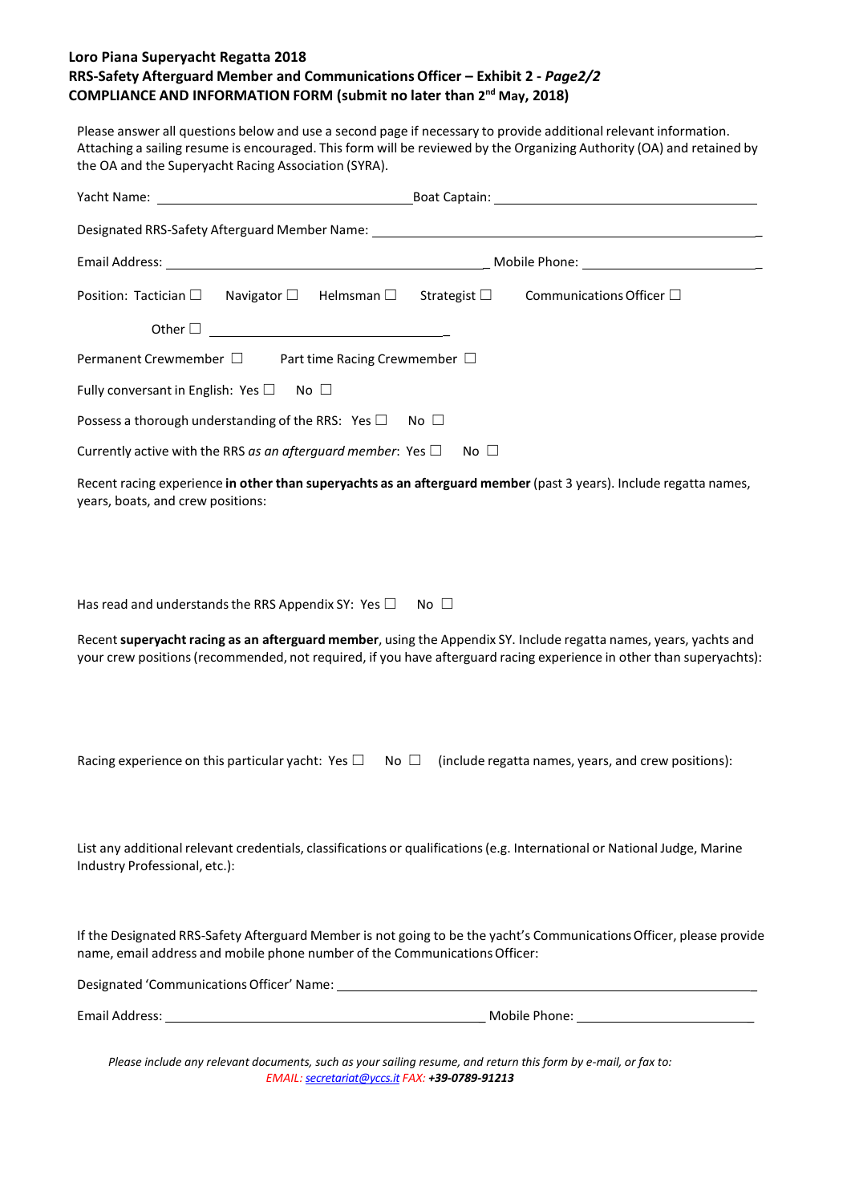**Loro Piana Superyacht Regatta 2018**
**RRS-Safety Afterguard Member and Communications Officer – Exhibit 2 -** ***Page2/2***
**COMPLIANCE AND INFORMATION FORM (submit no later than 2nd May, 2018)**

Please answer all questions below and use a second page if necessary to provide additional relevant information. Attaching a sailing resume is encouraged. This form will be reviewed by the Organizing Authority (OA) and retained by the OA and the Superyacht Racing Association (SYRA).

Yacht Name: ______________________________ Boat Captain: ______________________________

Designated RRS-Safety Afterguard Member Name: ______________________________

Email Address: ______________________________ Mobile Phone: ______________________________

Position: Tactician ☐ Navigator ☐ Helmsman ☐ Strategist ☐ Communications Officer ☐

Other ☐ ______________________________

Permanent Crewmember ☐ Part time Racing Crewmember ☐

Fully conversant in English: Yes ☐ No ☐

Possess a thorough understanding of the RRS: Yes ☐ No ☐

Currently active with the RRS *as an afterguard member*: Yes ☐ No ☐

Recent racing experience **in other than superyachts as an afterguard member** (past 3 years). Include regatta names, years, boats, and crew positions:

Has read and understands the RRS Appendix SY: Yes ☐ No ☐

Recent **superyacht racing as an afterguard member**, using the Appendix SY. Include regatta names, years, yachts and your crew positions (recommended, not required, if you have afterguard racing experience in other than superyachts):

Racing experience on this particular yacht: Yes ☐ No ☐ (include regatta names, years, and crew positions):

List any additional relevant credentials, classifications or qualifications (e.g. International or National Judge, Marine Industry Professional, etc.):

If the Designated RRS-Safety Afterguard Member is not going to be the yacht's Communications Officer, please provide name, email address and mobile phone number of the Communications Officer:

Designated 'Communications Officer' Name: ______________________________

Email Address: ______________________________ Mobile Phone: ______________________________

*Please include any relevant documents, such as your sailing resume, and return this form by e-mail, or fax to:*
*EMAIL: secretariat@yccs.it FAX:* ***+39-0789-91213***